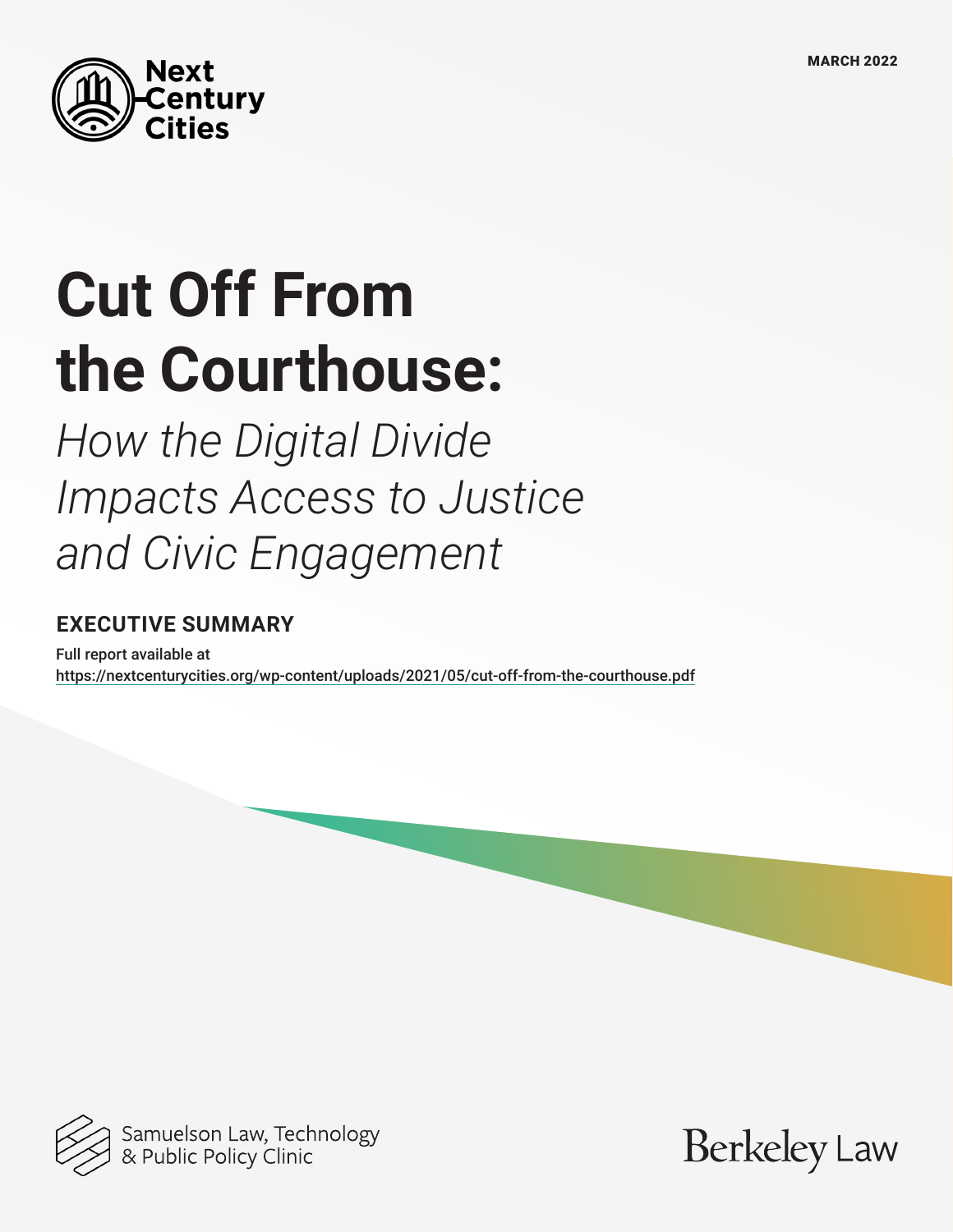MARCH 2022

Next Century Cities

# Cut Off From the Courthouse:

*How the Digital Divide Impacts Access to Justice and Civic Engagement*

## EXECUTIVE SUMMARY

Full report available at
https://nextcenturycities.org/wp-content/uploads/2021/05/cut-off-from-the-courthouse.pdf

Samuelson Law, Technology & Public Policy Clinic

Berkeley Law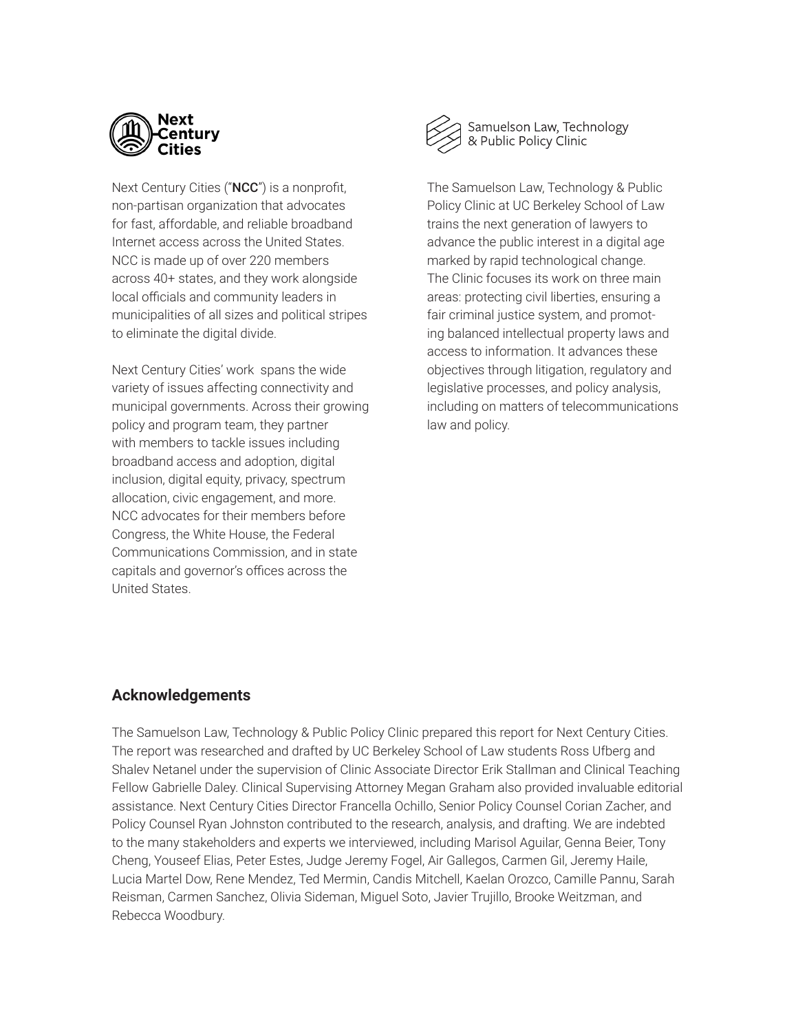Next Century Cities ("**NCC**") is a nonprofit, non-partisan organization that advocates for fast, affordable, and reliable broadband Internet access across the United States. NCC is made up of over 220 members across 40+ states, and they work alongside local officials and community leaders in municipalities of all sizes and political stripes to eliminate the digital divide.

Next Century Cities' work spans the wide variety of issues affecting connectivity and municipal governments. Across their growing policy and program team, they partner with members to tackle issues including broadband access and adoption, digital inclusion, digital equity, privacy, spectrum allocation, civic engagement, and more. NCC advocates for their members before Congress, the White House, the Federal Communications Commission, and in state capitals and governor's offices across the United States.

The Samuelson Law, Technology & Public Policy Clinic at UC Berkeley School of Law trains the next generation of lawyers to advance the public interest in a digital age marked by rapid technological change. The Clinic focuses its work on three main areas: protecting civil liberties, ensuring a fair criminal justice system, and promoting balanced intellectual property laws and access to information. It advances these objectives through litigation, regulatory and legislative processes, and policy analysis, including on matters of telecommunications law and policy.

## Acknowledgements

The Samuelson Law, Technology & Public Policy Clinic prepared this report for Next Century Cities. The report was researched and drafted by UC Berkeley School of Law students Ross Ufberg and Shalev Netanel under the supervision of Clinic Associate Director Erik Stallman and Clinical Teaching Fellow Gabrielle Daley. Clinical Supervising Attorney Megan Graham also provided invaluable editorial assistance. Next Century Cities Director Francella Ochillo, Senior Policy Counsel Corian Zacher, and Policy Counsel Ryan Johnston contributed to the research, analysis, and drafting. We are indebted to the many stakeholders and experts we interviewed, including Marisol Aguilar, Genna Beier, Tony Cheng, Youseef Elias, Peter Estes, Judge Jeremy Fogel, Air Gallegos, Carmen Gil, Jeremy Haile, Lucia Martel Dow, Rene Mendez, Ted Mermin, Candis Mitchell, Kaelan Orozco, Camille Pannu, Sarah Reisman, Carmen Sanchez, Olivia Sideman, Miguel Soto, Javier Trujillo, Brooke Weitzman, and Rebecca Woodbury.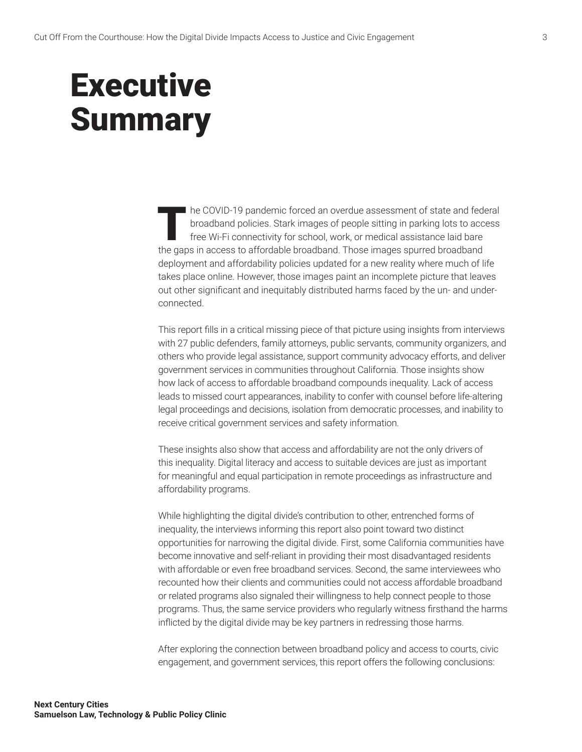# Executive Summary

The COVID-19 pandemic forced an overdue assessment of state and federal broadband policies. Stark images of people sitting in parking lots to access free Wi-Fi connectivity for school, work, or medical assistance laid bare the gaps in access to affordable broadband. Those images spurred broadband deployment and affordability policies updated for a new reality where much of life takes place online. However, those images paint an incomplete picture that leaves out other significant and inequitably distributed harms faced by the un- and under-connected.

This report fills in a critical missing piece of that picture using insights from interviews with 27 public defenders, family attorneys, public servants, community organizers, and others who provide legal assistance, support community advocacy efforts, and deliver government services in communities throughout California. Those insights show how lack of access to affordable broadband compounds inequality. Lack of access leads to missed court appearances, inability to confer with counsel before life-altering legal proceedings and decisions, isolation from democratic processes, and inability to receive critical government services and safety information.

These insights also show that access and affordability are not the only drivers of this inequality. Digital literacy and access to suitable devices are just as important for meaningful and equal participation in remote proceedings as infrastructure and affordability programs.

While highlighting the digital divide's contribution to other, entrenched forms of inequality, the interviews informing this report also point toward two distinct opportunities for narrowing the digital divide. First, some California communities have become innovative and self-reliant in providing their most disadvantaged residents with affordable or even free broadband services. Second, the same interviewees who recounted how their clients and communities could not access affordable broadband or related programs also signaled their willingness to help connect people to those programs. Thus, the same service providers who regularly witness firsthand the harms inflicted by the digital divide may be key partners in redressing those harms.

After exploring the connection between broadband policy and access to courts, civic engagement, and government services, this report offers the following conclusions: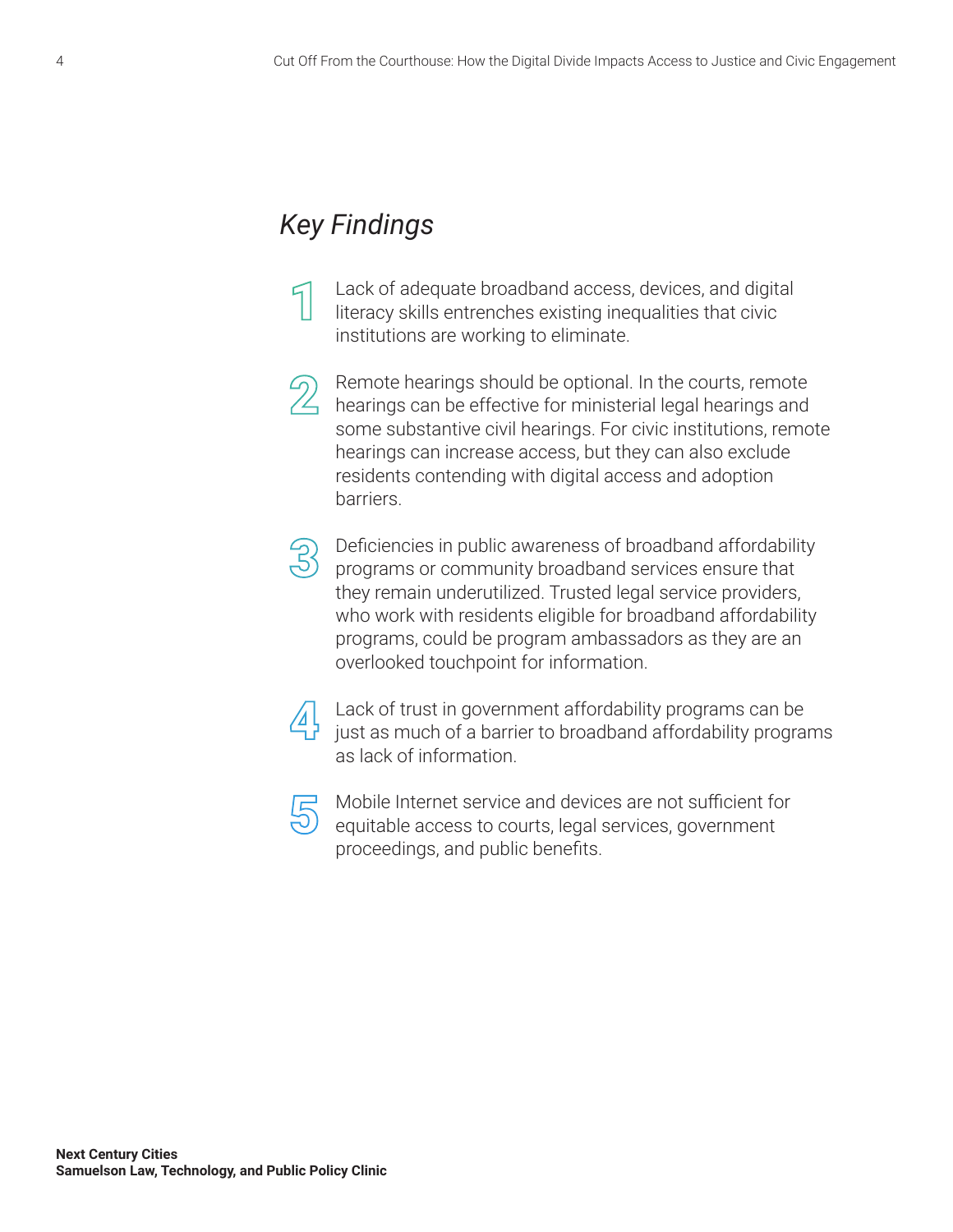## *Key Findings*

1. Lack of adequate broadband access, devices, and digital literacy skills entrenches existing inequalities that civic institutions are working to eliminate.

2. Remote hearings should be optional. In the courts, remote hearings can be effective for ministerial legal hearings and some substantive civil hearings. For civic institutions, remote hearings can increase access, but they can also exclude residents contending with digital access and adoption barriers.

3. Deficiencies in public awareness of broadband affordability programs or community broadband services ensure that they remain underutilized. Trusted legal service providers, who work with residents eligible for broadband affordability programs, could be program ambassadors as they are an overlooked touchpoint for information.

4. Lack of trust in government affordability programs can be just as much of a barrier to broadband affordability programs as lack of information.

5. Mobile Internet service and devices are not sufficient for equitable access to courts, legal services, government proceedings, and public benefits.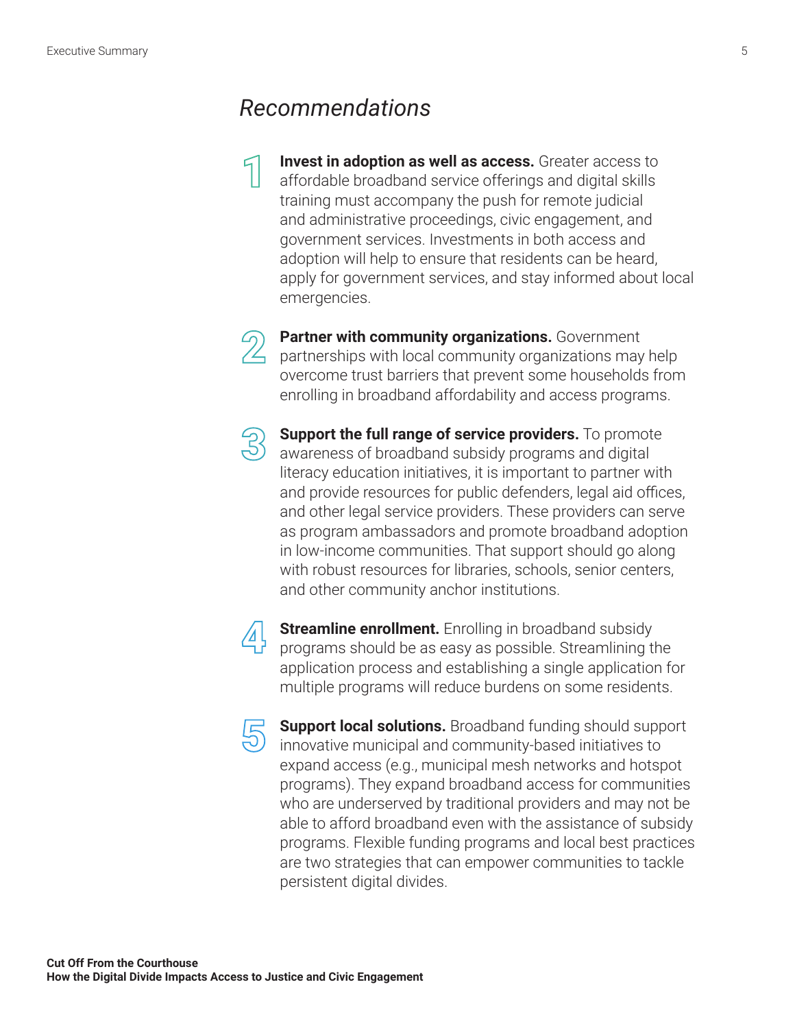## *Recommendations*

1. **Invest in adoption as well as access.** Greater access to affordable broadband service offerings and digital skills training must accompany the push for remote judicial and administrative proceedings, civic engagement, and government services. Investments in both access and adoption will help to ensure that residents can be heard, apply for government services, and stay informed about local emergencies.

2. **Partner with community organizations.** Government partnerships with local community organizations may help overcome trust barriers that prevent some households from enrolling in broadband affordability and access programs.

3. **Support the full range of service providers.** To promote awareness of broadband subsidy programs and digital literacy education initiatives, it is important to partner with and provide resources for public defenders, legal aid offices, and other legal service providers. These providers can serve as program ambassadors and promote broadband adoption in low-income communities. That support should go along with robust resources for libraries, schools, senior centers, and other community anchor institutions.

4. **Streamline enrollment.** Enrolling in broadband subsidy programs should be as easy as possible. Streamlining the application process and establishing a single application for multiple programs will reduce burdens on some residents.

5. **Support local solutions.** Broadband funding should support innovative municipal and community-based initiatives to expand access (e.g., municipal mesh networks and hotspot programs). They expand broadband access for communities who are underserved by traditional providers and may not be able to afford broadband even with the assistance of subsidy programs. Flexible funding programs and local best practices are two strategies that can empower communities to tackle persistent digital divides.